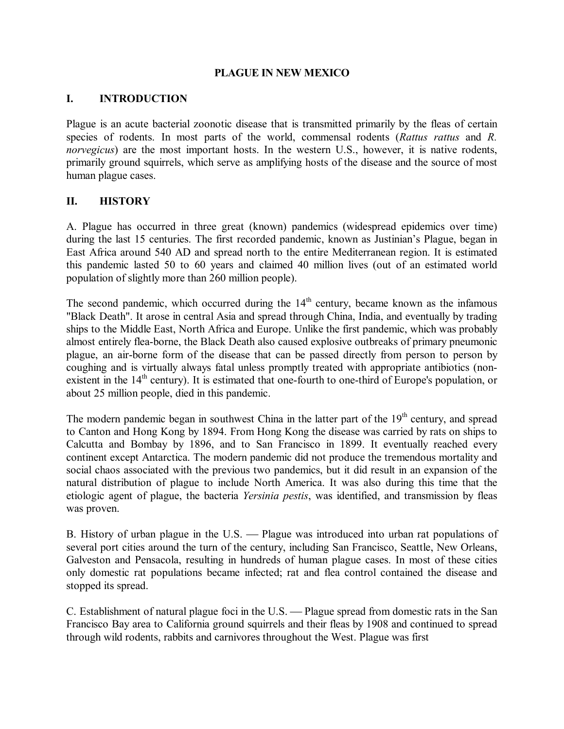# PLAGUE IN NEW MEXICO

## I. INTRODUCTION

Plague is an acute bacterial zoonotic disease that is transmitted primarily by the fleas of certain species of rodents. In most parts of the world, commensal rodents (*Rattus rattus* and *R. norvegicus*) are the most important hosts. In the western U.S., however, it is native rodents, primarily ground squirrels, which serve as amplifying hosts of the disease and the source of most human plague cases.

## II. HISTORY

A. Plague has occurred in three great (known) pandemics (widespread epidemics over time) during the last 15 centuries. The first recorded pandemic, known as Justinian's Plague, began in East Africa around 540 AD and spread north to the entire Mediterranean region. It is estimated this pandemic lasted 50 to 60 years and claimed 40 million lives (out of an estimated world population of slightly more than 260 million people).

The second pandemic, which occurred during the 14th century, became known as the infamous "Black Death". It arose in central Asia and spread through China, India, and eventually by trading ships to the Middle East, North Africa and Europe. Unlike the first pandemic, which was probably almost entirely flea-borne, the Black Death also caused explosive outbreaks of primary pneumonic plague, an air-borne form of the disease that can be passed directly from person to person by coughing and is virtually always fatal unless promptly treated with appropriate antibiotics (non-existent in the 14th century). It is estimated that one-fourth to one-third of Europe's population, or about 25 million people, died in this pandemic.

The modern pandemic began in southwest China in the latter part of the 19th century, and spread to Canton and Hong Kong by 1894. From Hong Kong the disease was carried by rats on ships to Calcutta and Bombay by 1896, and to San Francisco in 1899. It eventually reached every continent except Antarctica. The modern pandemic did not produce the tremendous mortality and social chaos associated with the previous two pandemics, but it did result in an expansion of the natural distribution of plague to include North America. It was also during this time that the etiologic agent of plague, the bacteria *Yersinia pestis*, was identified, and transmission by fleas was proven.

B. History of urban plague in the U.S. — Plague was introduced into urban rat populations of several port cities around the turn of the century, including San Francisco, Seattle, New Orleans, Galveston and Pensacola, resulting in hundreds of human plague cases. In most of these cities only domestic rat populations became infected; rat and flea control contained the disease and stopped its spread.

C. Establishment of natural plague foci in the U.S. — Plague spread from domestic rats in the San Francisco Bay area to California ground squirrels and their fleas by 1908 and continued to spread through wild rodents, rabbits and carnivores throughout the West. Plague was first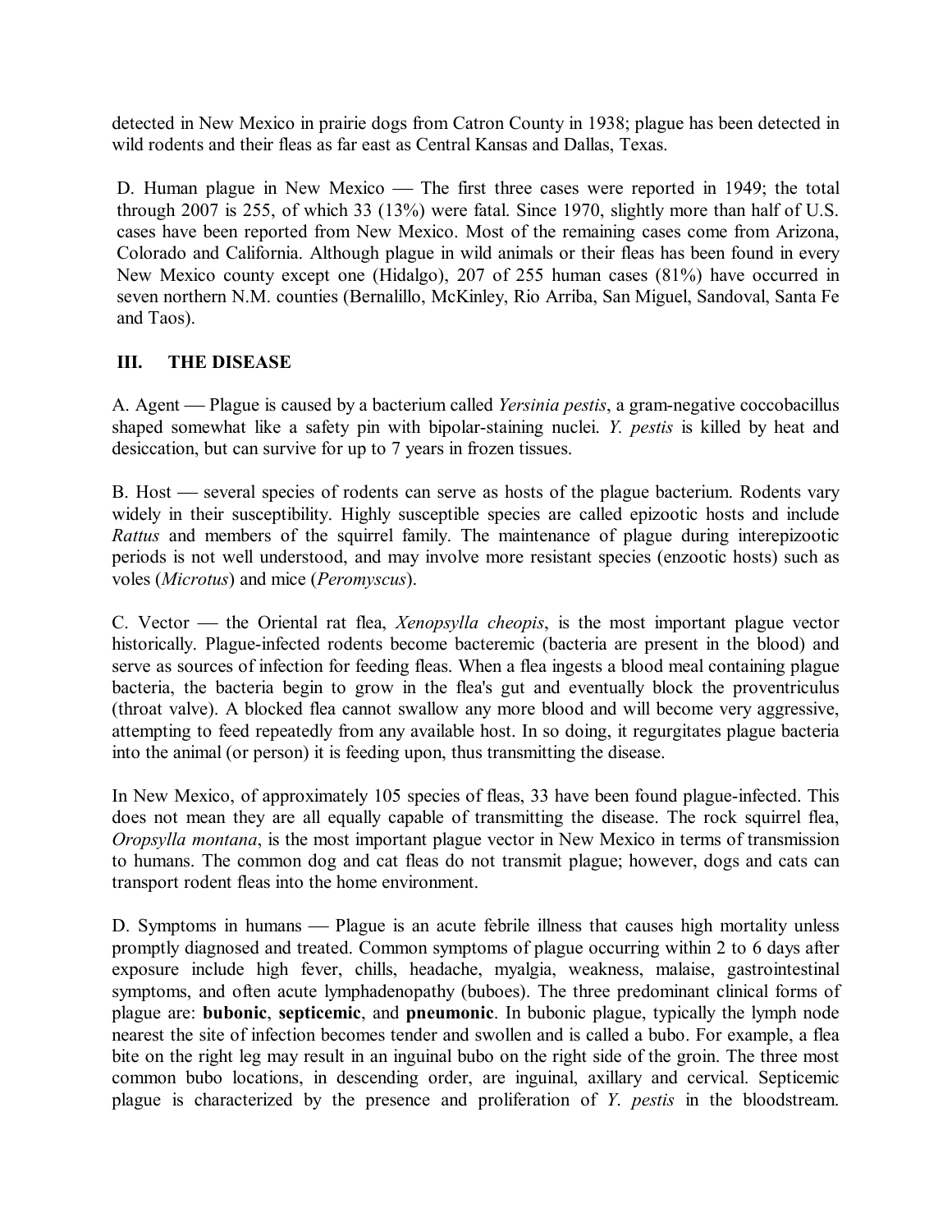detected in New Mexico in prairie dogs from Catron County in 1938; plague has been detected in wild rodents and their fleas as far east as Central Kansas and Dallas, Texas.

D. Human plague in New Mexico — The first three cases were reported in 1949; the total through 2007 is 255, of which 33 (13%) were fatal. Since 1970, slightly more than half of U.S. cases have been reported from New Mexico. Most of the remaining cases come from Arizona, Colorado and California. Although plague in wild animals or their fleas has been found in every New Mexico county except one (Hidalgo), 207 of 255 human cases (81%) have occurred in seven northern N.M. counties (Bernalillo, McKinley, Rio Arriba, San Miguel, Sandoval, Santa Fe and Taos).

## III. THE DISEASE

A. Agent — Plague is caused by a bacterium called *Yersinia pestis*, a gram-negative coccobacillus shaped somewhat like a safety pin with bipolar-staining nuclei. *Y. pestis* is killed by heat and desiccation, but can survive for up to 7 years in frozen tissues.

B. Host — several species of rodents can serve as hosts of the plague bacterium. Rodents vary widely in their susceptibility. Highly susceptible species are called epizootic hosts and include *Rattus* and members of the squirrel family. The maintenance of plague during interepizootic periods is not well understood, and may involve more resistant species (enzootic hosts) such as voles (*Microtus*) and mice (*Peromyscus*).

C. Vector — the Oriental rat flea, *Xenopsylla cheopis*, is the most important plague vector historically. Plague-infected rodents become bacteremic (bacteria are present in the blood) and serve as sources of infection for feeding fleas. When a flea ingests a blood meal containing plague bacteria, the bacteria begin to grow in the flea's gut and eventually block the proventriculus (throat valve). A blocked flea cannot swallow any more blood and will become very aggressive, attempting to feed repeatedly from any available host. In so doing, it regurgitates plague bacteria into the animal (or person) it is feeding upon, thus transmitting the disease.

In New Mexico, of approximately 105 species of fleas, 33 have been found plague-infected. This does not mean they are all equally capable of transmitting the disease. The rock squirrel flea, *Oropsylla montana*, is the most important plague vector in New Mexico in terms of transmission to humans. The common dog and cat fleas do not transmit plague; however, dogs and cats can transport rodent fleas into the home environment.

D. Symptoms in humans — Plague is an acute febrile illness that causes high mortality unless promptly diagnosed and treated. Common symptoms of plague occurring within 2 to 6 days after exposure include high fever, chills, headache, myalgia, weakness, malaise, gastrointestinal symptoms, and often acute lymphadenopathy (buboes). The three predominant clinical forms of plague are: **bubonic**, **septicemic**, and **pneumonic**. In bubonic plague, typically the lymph node nearest the site of infection becomes tender and swollen and is called a bubo. For example, a flea bite on the right leg may result in an inguinal bubo on the right side of the groin. The three most common bubo locations, in descending order, are inguinal, axillary and cervical. Septicemic plague is characterized by the presence and proliferation of *Y. pestis* in the bloodstream.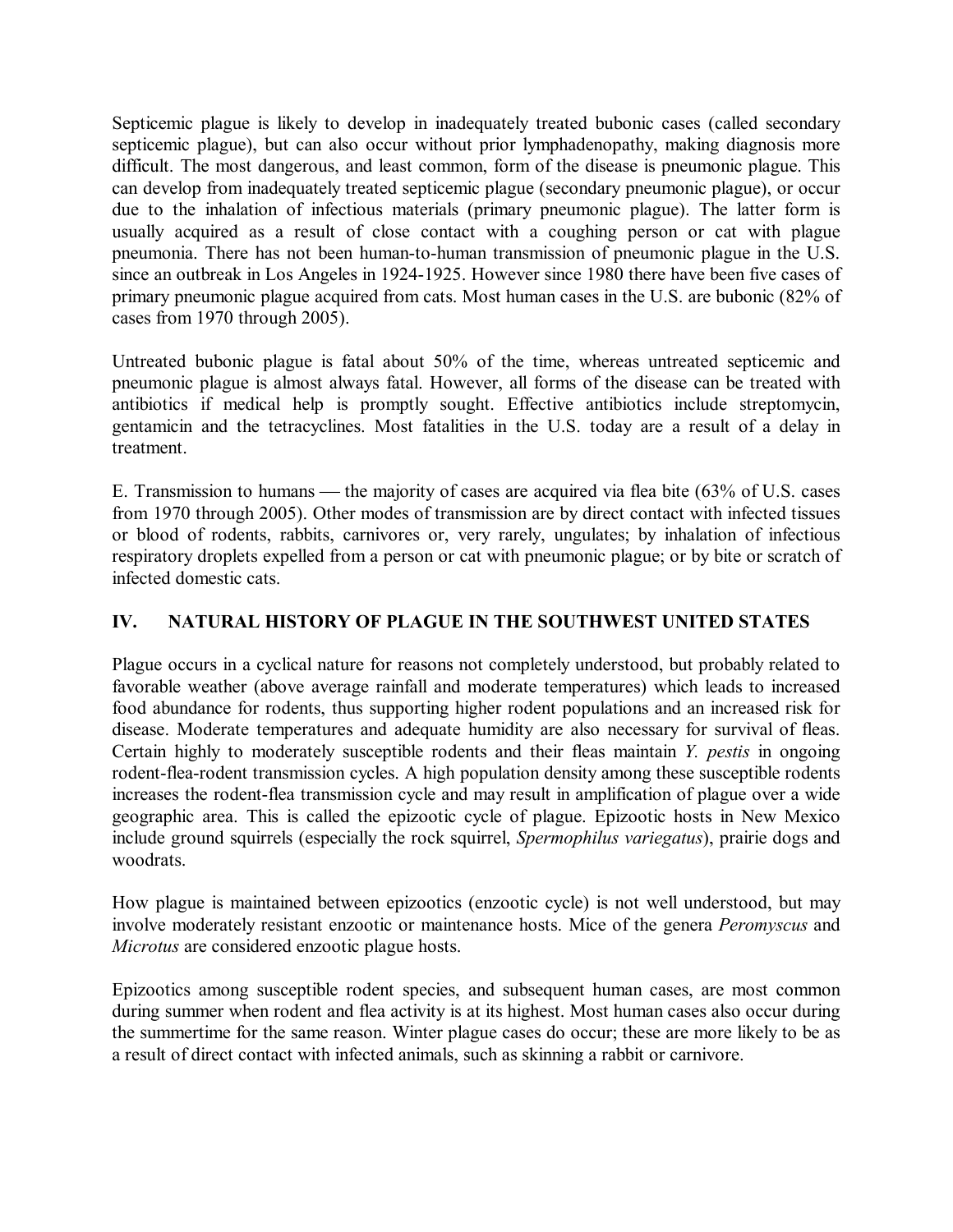Septicemic plague is likely to develop in inadequately treated bubonic cases (called secondary septicemic plague), but can also occur without prior lymphadenopathy, making diagnosis more difficult. The most dangerous, and least common, form of the disease is pneumonic plague. This can develop from inadequately treated septicemic plague (secondary pneumonic plague), or occur due to the inhalation of infectious materials (primary pneumonic plague). The latter form is usually acquired as a result of close contact with a coughing person or cat with plague pneumonia. There has not been human-to-human transmission of pneumonic plague in the U.S. since an outbreak in Los Angeles in 1924-1925. However since 1980 there have been five cases of primary pneumonic plague acquired from cats. Most human cases in the U.S. are bubonic (82% of cases from 1970 through 2005).

Untreated bubonic plague is fatal about 50% of the time, whereas untreated septicemic and pneumonic plague is almost always fatal. However, all forms of the disease can be treated with antibiotics if medical help is promptly sought. Effective antibiotics include streptomycin, gentamicin and the tetracyclines. Most fatalities in the U.S. today are a result of a delay in treatment.

E. Transmission to humans — the majority of cases are acquired via flea bite (63% of U.S. cases from 1970 through 2005). Other modes of transmission are by direct contact with infected tissues or blood of rodents, rabbits, carnivores or, very rarely, ungulates; by inhalation of infectious respiratory droplets expelled from a person or cat with pneumonic plague; or by bite or scratch of infected domestic cats.

## IV. NATURAL HISTORY OF PLAGUE IN THE SOUTHWEST UNITED STATES

Plague occurs in a cyclical nature for reasons not completely understood, but probably related to favorable weather (above average rainfall and moderate temperatures) which leads to increased food abundance for rodents, thus supporting higher rodent populations and an increased risk for disease. Moderate temperatures and adequate humidity are also necessary for survival of fleas. Certain highly to moderately susceptible rodents and their fleas maintain *Y. pestis* in ongoing rodent-flea-rodent transmission cycles. A high population density among these susceptible rodents increases the rodent-flea transmission cycle and may result in amplification of plague over a wide geographic area. This is called the epizootic cycle of plague. Epizootic hosts in New Mexico include ground squirrels (especially the rock squirrel, *Spermophilus variegatus*), prairie dogs and woodrats.

How plague is maintained between epizootics (enzootic cycle) is not well understood, but may involve moderately resistant enzootic or maintenance hosts. Mice of the genera *Peromyscus* and *Microtus* are considered enzootic plague hosts.

Epizootics among susceptible rodent species, and subsequent human cases, are most common during summer when rodent and flea activity is at its highest. Most human cases also occur during the summertime for the same reason. Winter plague cases do occur; these are more likely to be as a result of direct contact with infected animals, such as skinning a rabbit or carnivore.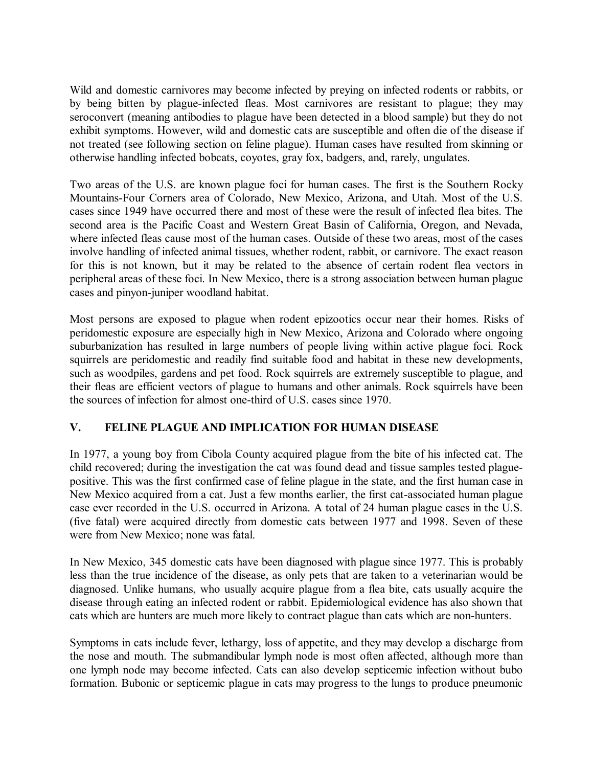Wild and domestic carnivores may become infected by preying on infected rodents or rabbits, or by being bitten by plague-infected fleas. Most carnivores are resistant to plague; they may seroconvert (meaning antibodies to plague have been detected in a blood sample) but they do not exhibit symptoms. However, wild and domestic cats are susceptible and often die of the disease if not treated (see following section on feline plague). Human cases have resulted from skinning or otherwise handling infected bobcats, coyotes, gray fox, badgers, and, rarely, ungulates.

Two areas of the U.S. are known plague foci for human cases. The first is the Southern Rocky Mountains-Four Corners area of Colorado, New Mexico, Arizona, and Utah. Most of the U.S. cases since 1949 have occurred there and most of these were the result of infected flea bites. The second area is the Pacific Coast and Western Great Basin of California, Oregon, and Nevada, where infected fleas cause most of the human cases. Outside of these two areas, most of the cases involve handling of infected animal tissues, whether rodent, rabbit, or carnivore. The exact reason for this is not known, but it may be related to the absence of certain rodent flea vectors in peripheral areas of these foci. In New Mexico, there is a strong association between human plague cases and pinyon-juniper woodland habitat.

Most persons are exposed to plague when rodent epizootics occur near their homes. Risks of peridomestic exposure are especially high in New Mexico, Arizona and Colorado where ongoing suburbanization has resulted in large numbers of people living within active plague foci. Rock squirrels are peridomestic and readily find suitable food and habitat in these new developments, such as woodpiles, gardens and pet food. Rock squirrels are extremely susceptible to plague, and their fleas are efficient vectors of plague to humans and other animals. Rock squirrels have been the sources of infection for almost one-third of U.S. cases since 1970.

## V. FELINE PLAGUE AND IMPLICATION FOR HUMAN DISEASE

In 1977, a young boy from Cibola County acquired plague from the bite of his infected cat. The child recovered; during the investigation the cat was found dead and tissue samples tested plague-positive. This was the first confirmed case of feline plague in the state, and the first human case in New Mexico acquired from a cat. Just a few months earlier, the first cat-associated human plague case ever recorded in the U.S. occurred in Arizona. A total of 24 human plague cases in the U.S. (five fatal) were acquired directly from domestic cats between 1977 and 1998. Seven of these were from New Mexico; none was fatal.

In New Mexico, 345 domestic cats have been diagnosed with plague since 1977. This is probably less than the true incidence of the disease, as only pets that are taken to a veterinarian would be diagnosed. Unlike humans, who usually acquire plague from a flea bite, cats usually acquire the disease through eating an infected rodent or rabbit. Epidemiological evidence has also shown that cats which are hunters are much more likely to contract plague than cats which are non-hunters.

Symptoms in cats include fever, lethargy, loss of appetite, and they may develop a discharge from the nose and mouth. The submandibular lymph node is most often affected, although more than one lymph node may become infected. Cats can also develop septicemic infection without bubo formation. Bubonic or septicemic plague in cats may progress to the lungs to produce pneumonic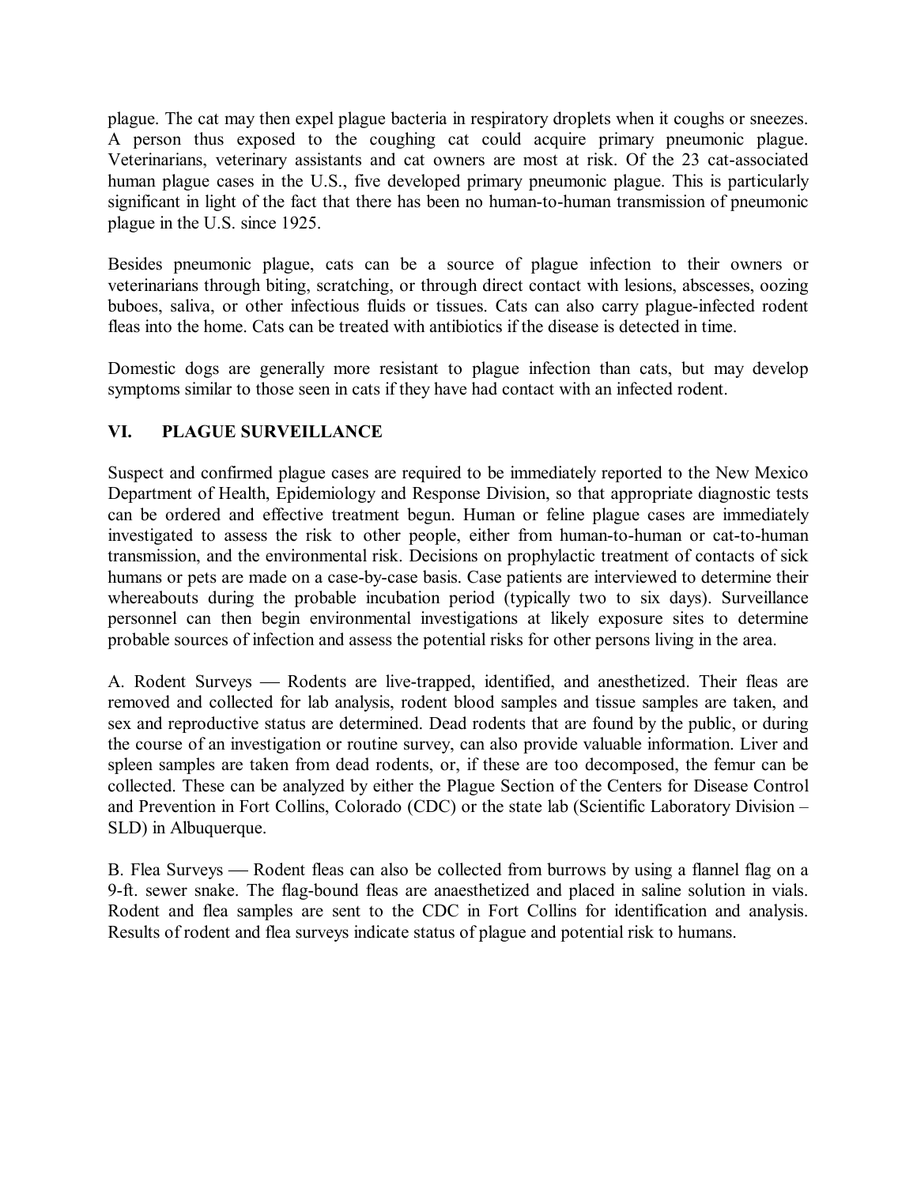plague. The cat may then expel plague bacteria in respiratory droplets when it coughs or sneezes. A person thus exposed to the coughing cat could acquire primary pneumonic plague. Veterinarians, veterinary assistants and cat owners are most at risk. Of the 23 cat-associated human plague cases in the U.S., five developed primary pneumonic plague. This is particularly significant in light of the fact that there has been no human-to-human transmission of pneumonic plague in the U.S. since 1925.

Besides pneumonic plague, cats can be a source of plague infection to their owners or veterinarians through biting, scratching, or through direct contact with lesions, abscesses, oozing buboes, saliva, or other infectious fluids or tissues. Cats can also carry plague-infected rodent fleas into the home. Cats can be treated with antibiotics if the disease is detected in time.

Domestic dogs are generally more resistant to plague infection than cats, but may develop symptoms similar to those seen in cats if they have had contact with an infected rodent.

## VI. PLAGUE SURVEILLANCE

Suspect and confirmed plague cases are required to be immediately reported to the New Mexico Department of Health, Epidemiology and Response Division, so that appropriate diagnostic tests can be ordered and effective treatment begun. Human or feline plague cases are immediately investigated to assess the risk to other people, either from human-to-human or cat-to-human transmission, and the environmental risk. Decisions on prophylactic treatment of contacts of sick humans or pets are made on a case-by-case basis. Case patients are interviewed to determine their whereabouts during the probable incubation period (typically two to six days). Surveillance personnel can then begin environmental investigations at likely exposure sites to determine probable sources of infection and assess the potential risks for other persons living in the area.

A. Rodent Surveys — Rodents are live-trapped, identified, and anesthetized. Their fleas are removed and collected for lab analysis, rodent blood samples and tissue samples are taken, and sex and reproductive status are determined. Dead rodents that are found by the public, or during the course of an investigation or routine survey, can also provide valuable information. Liver and spleen samples are taken from dead rodents, or, if these are too decomposed, the femur can be collected. These can be analyzed by either the Plague Section of the Centers for Disease Control and Prevention in Fort Collins, Colorado (CDC) or the state lab (Scientific Laboratory Division – SLD) in Albuquerque.

B. Flea Surveys — Rodent fleas can also be collected from burrows by using a flannel flag on a 9-ft. sewer snake. The flag-bound fleas are anaesthetized and placed in saline solution in vials. Rodent and flea samples are sent to the CDC in Fort Collins for identification and analysis. Results of rodent and flea surveys indicate status of plague and potential risk to humans.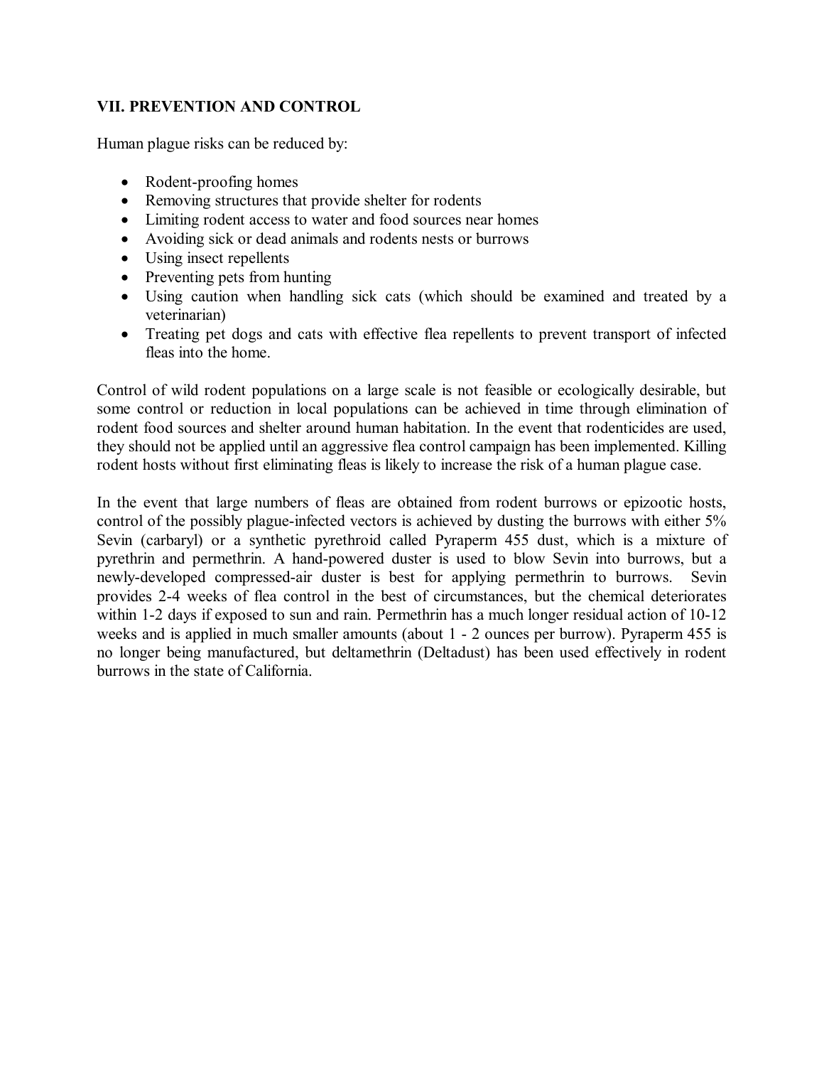## VII. PREVENTION AND CONTROL

Human plague risks can be reduced by:

- Rodent-proofing homes
- Removing structures that provide shelter for rodents
- Limiting rodent access to water and food sources near homes
- Avoiding sick or dead animals and rodents nests or burrows
- Using insect repellents
- Preventing pets from hunting
- Using caution when handling sick cats (which should be examined and treated by a veterinarian)
- Treating pet dogs and cats with effective flea repellents to prevent transport of infected fleas into the home.

Control of wild rodent populations on a large scale is not feasible or ecologically desirable, but some control or reduction in local populations can be achieved in time through elimination of rodent food sources and shelter around human habitation. In the event that rodenticides are used, they should not be applied until an aggressive flea control campaign has been implemented. Killing rodent hosts without first eliminating fleas is likely to increase the risk of a human plague case.

In the event that large numbers of fleas are obtained from rodent burrows or epizootic hosts, control of the possibly plague-infected vectors is achieved by dusting the burrows with either 5% Sevin (carbaryl) or a synthetic pyrethroid called Pyraperm 455 dust, which is a mixture of pyrethrin and permethrin. A hand-powered duster is used to blow Sevin into burrows, but a newly-developed compressed-air duster is best for applying permethrin to burrows. Sevin provides 2-4 weeks of flea control in the best of circumstances, but the chemical deteriorates within 1-2 days if exposed to sun and rain. Permethrin has a much longer residual action of 10-12 weeks and is applied in much smaller amounts (about 1 - 2 ounces per burrow). Pyraperm 455 is no longer being manufactured, but deltamethrin (Deltadust) has been used effectively in rodent burrows in the state of California.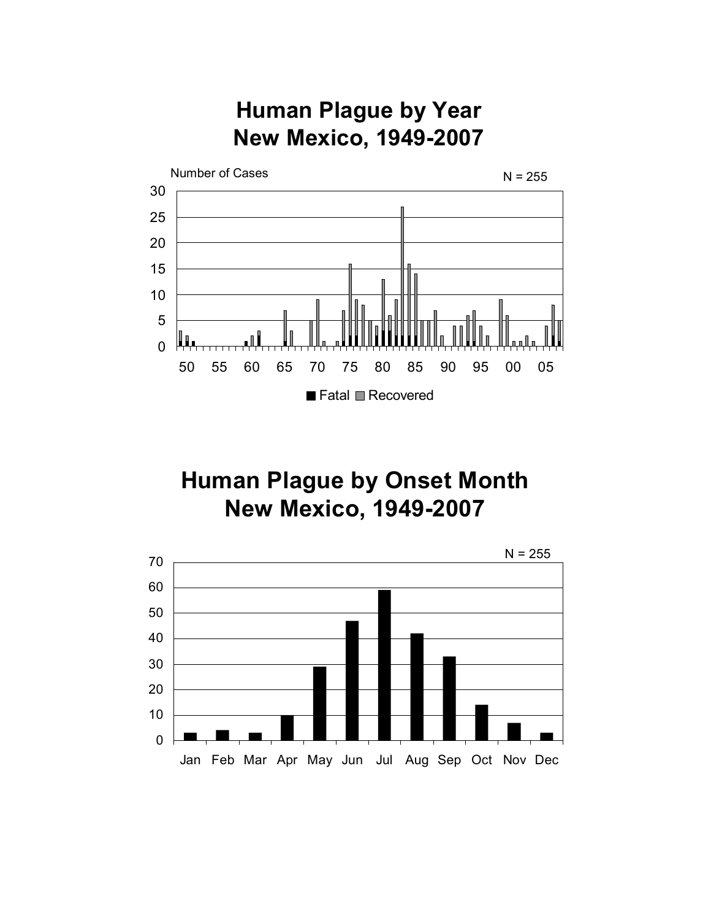# Human Plague by Year
# New Mexico, 1949-2007

Number of Cases

N = 255

30
25
20
15
10
5
0

50 55 60 65 70 75 80 85 90 95 00 05

■ Fatal ■ Recovered

# Human Plague by Onset Month
# New Mexico, 1949-2007

N = 255

70
60
50
40
30
20
10
0

Jan Feb Mar Apr May Jun Jul Aug Sep Oct Nov Dec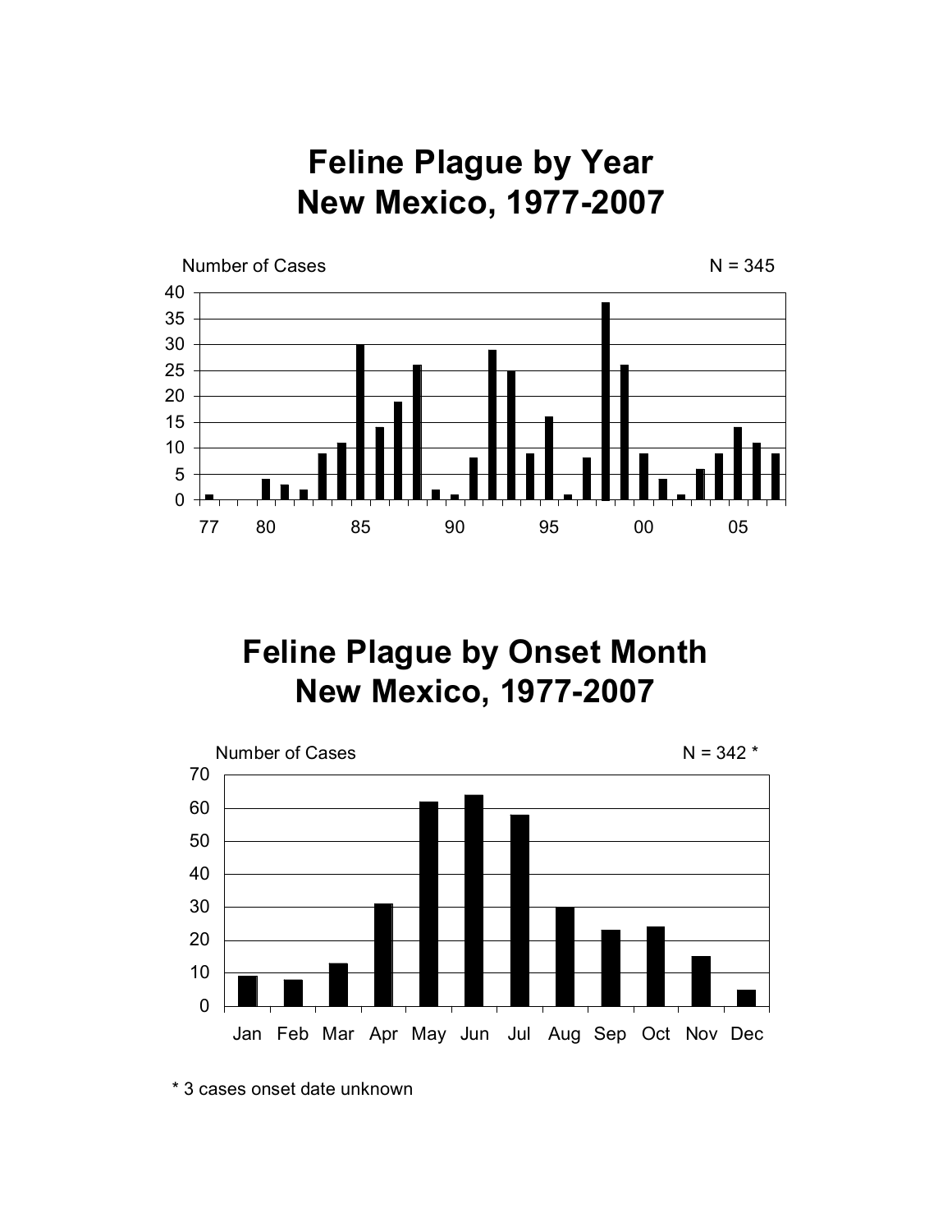# Feline Plague by Year
# New Mexico, 1977-2007

Number of Cases

N = 345

# Feline Plague by Onset Month
# New Mexico, 1977-2007

Number of Cases

N = 342 *

* 3 cases onset date unknown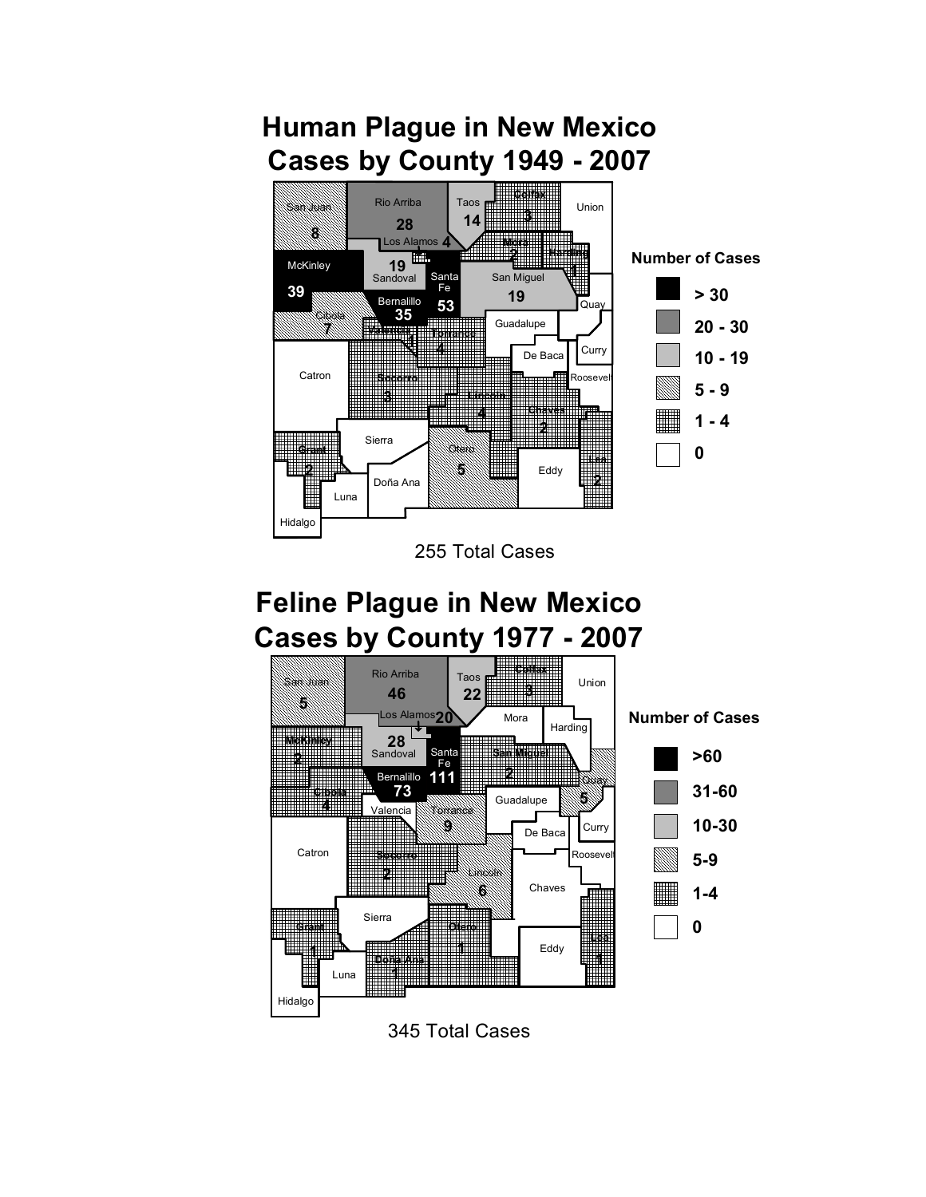# Human Plague in New Mexico Cases by County 1949 - 2007

San Juan 8
Rio Arriba 28
Taos 14
Colfax 3
Union
Los Alamos 4
Mora 2
Harding 1
McKinley 39
19 Sandoval
Santa Fe 53
San Miguel 19
Bernalillo 35
Quay
Cibola 7
Valencia 1
Torrance 4
Guadalupe
Curry
De Baca
Catron
Socorro 3
Roosevelt
Lincoln 4
Chaves 2
Grant 2
Sierra
Otero 5
Lea 2
Eddy
Doña Ana
Luna
Hidalgo

Number of Cases
> 30
20 - 30
10 - 19
5 - 9
1 - 4
0

255 Total Cases

# Feline Plague in New Mexico Cases by County 1977 - 2007

San Juan 5
Rio Arriba 46
Taos 22
Colfax 3
Union
Los Alamos 20
Mora
Harding
McKinley 2
28 Sandoval
Santa Fe 111
San Miguel 2
Bernalillo 73
Quay 5
Cibola 4
Valencia
Torrance 9
Guadalupe
Curry
De Baca
Catron
Socorro 2
Roosevelt
Lincoln 6
Chaves
Sierra
Grant 1
Otero 1
Eddy
Lea 1
Doña Ana 1
Luna
Hidalgo

Number of Cases
>60
31-60
10-30
5-9
1-4
0

345 Total Cases